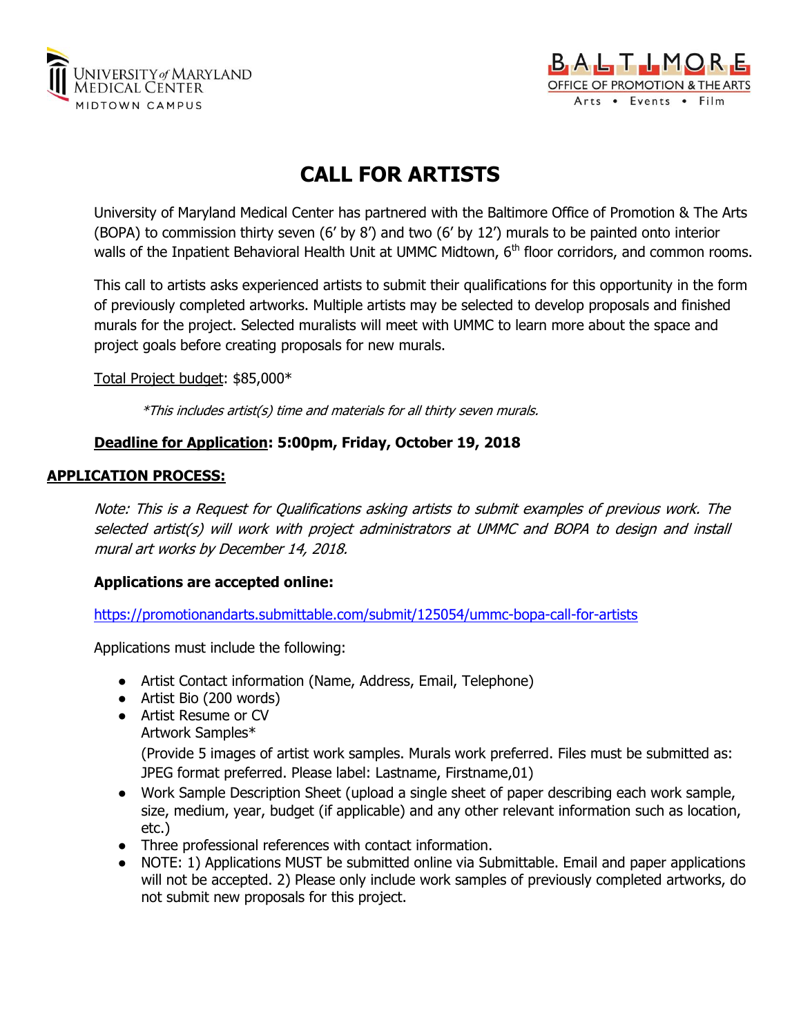# CALL FOR ARTISTS

University of Maryland Medical Center has partnered with the Baltimore Office of Promotion & The Arts (BOPA) to commission thirty seven (6' by 8') and two (6' by 12') murals to be painted onto interior walls of the Inpatient Behavioral Health Unit at UMMC Midtown, 6th floor corridors, and common rooms.

This call to artists asks experienced artists to submit their qualifications for this opportunity in the form of previously completed artworks. Multiple artists may be selected to develop proposals and finished murals for the project. Selected muralists will meet with UMMC to learn more about the space and project goals before creating proposals for new murals.

Total Project budget: $85,000*

*This includes artist(s) time and materials for all thirty seven murals.*

**Deadline for Application: 5:00pm, Friday, October 19, 2018**

## APPLICATION PROCESS:

*Note: This is a Request for Qualifications asking artists to submit examples of previous work. The selected artist(s) will work with project administrators at UMMC and BOPA to design and install mural art works by December 14, 2018.*

**Applications are accepted online:**

https://promotionandarts.submittable.com/submit/125054/ummc-bopa-call-for-artists

Applications must include the following:

- Artist Contact information (Name, Address, Email, Telephone)
- Artist Bio (200 words)
- Artist Resume or CV
  Artwork Samples*
  (Provide 5 images of artist work samples. Murals work preferred. Files must be submitted as: JPEG format preferred. Please label: Lastname, Firstname,01)
- Work Sample Description Sheet (upload a single sheet of paper describing each work sample, size, medium, year, budget (if applicable) and any other relevant information such as location, etc.)
- Three professional references with contact information.
- NOTE: 1) Applications MUST be submitted online via Submittable. Email and paper applications will not be accepted. 2) Please only include work samples of previously completed artworks, do not submit new proposals for this project.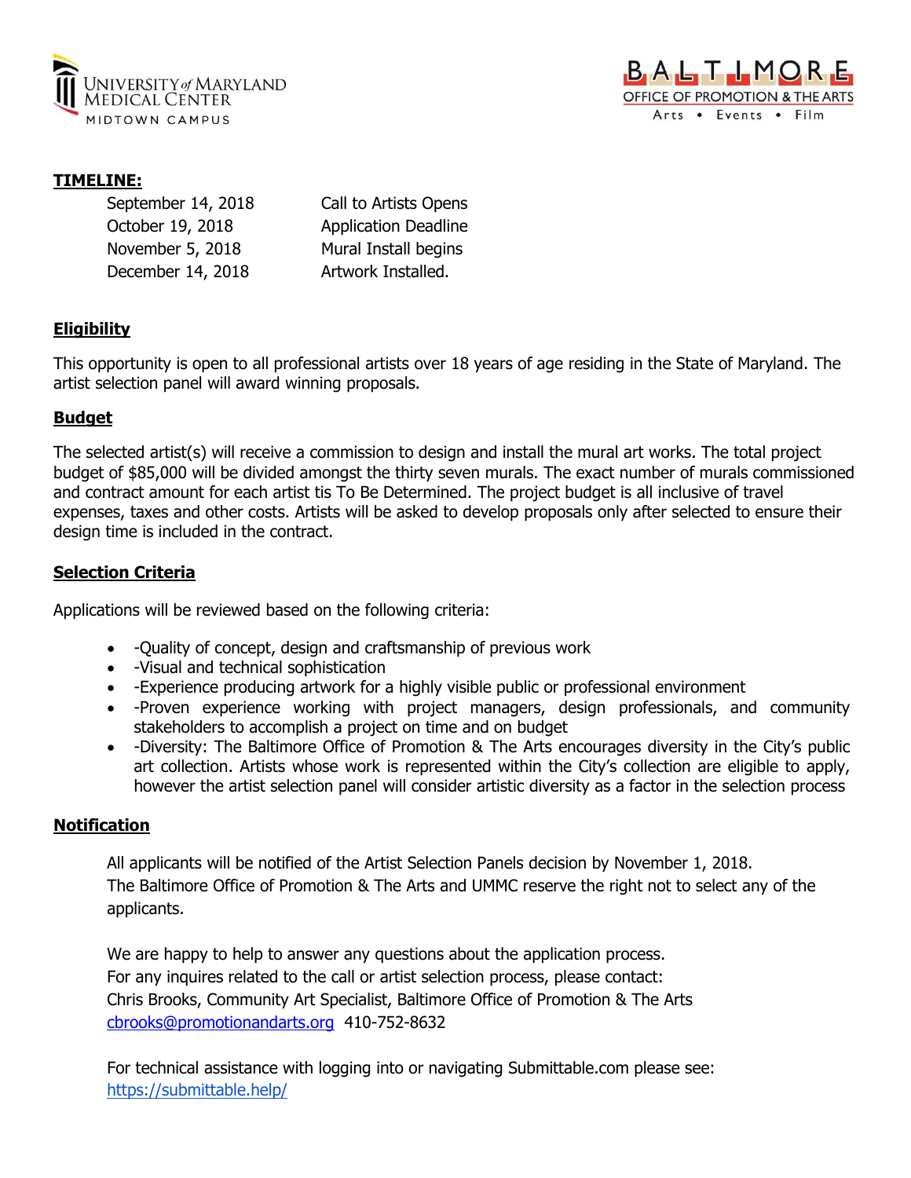University of Maryland Medical Center
MIDTOWN CAMPUS

BALTIMORE
OFFICE OF PROMOTION & THE ARTS
Arts • Events • Film

**TIMELINE:**

| | |
|---|---|
| September 14, 2018 | Call to Artists Opens |
| October 19, 2018 | Application Deadline |
| November 5, 2018 | Mural Install begins |
| December 14, 2018 | Artwork Installed. |

**Eligibility**

This opportunity is open to all professional artists over 18 years of age residing in the State of Maryland. The artist selection panel will award winning proposals.

**Budget**

The selected artist(s) will receive a commission to design and install the mural art works. The total project budget of $85,000 will be divided amongst the thirty seven murals. The exact number of murals commissioned and contract amount for each artist tis To Be Determined. The project budget is all inclusive of travel expenses, taxes and other costs. Artists will be asked to develop proposals only after selected to ensure their design time is included in the contract.

**Selection Criteria**

Applications will be reviewed based on the following criteria:

- -Quality of concept, design and craftsmanship of previous work
- -Visual and technical sophistication
- -Experience producing artwork for a highly visible public or professional environment
- -Proven experience working with project managers, design professionals, and community stakeholders to accomplish a project on time and on budget
- -Diversity: The Baltimore Office of Promotion & The Arts encourages diversity in the City's public art collection. Artists whose work is represented within the City's collection are eligible to apply, however the artist selection panel will consider artistic diversity as a factor in the selection process

**Notification**

All applicants will be notified of the Artist Selection Panels decision by November 1, 2018.
The Baltimore Office of Promotion & The Arts and UMMC reserve the right not to select any of the applicants.

We are happy to help to answer any questions about the application process.
For any inquires related to the call or artist selection process, please contact:
Chris Brooks, Community Art Specialist, Baltimore Office of Promotion & The Arts
cbrooks@promotionandarts.org 410-752-8632

For technical assistance with logging into or navigating Submittable.com please see:
https://submittable.help/